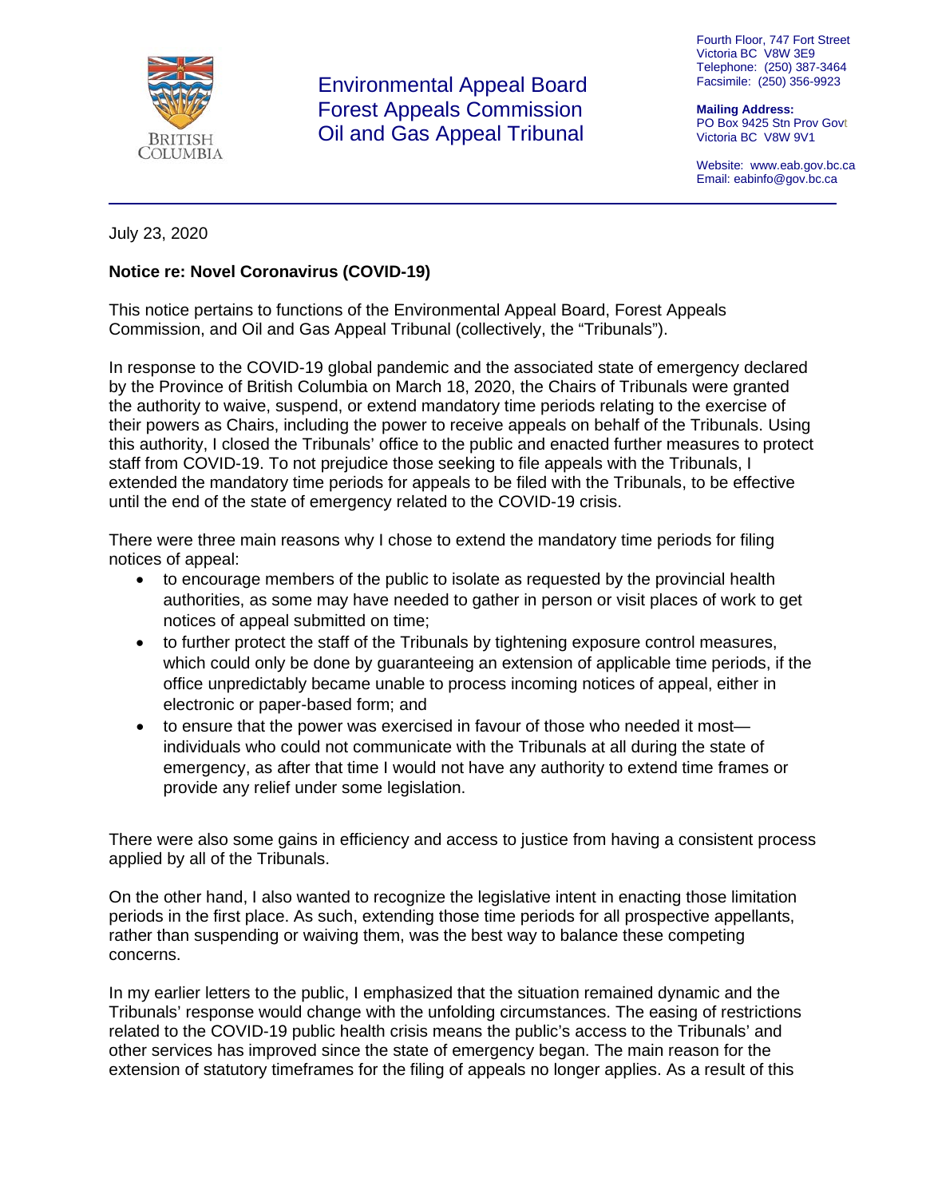Environmental Appeal Board
Forest Appeals Commission
Oil and Gas Appeal Tribunal

Fourth Floor, 747 Fort Street
Victoria BC V8W 3E9
Telephone: (250) 387-3464
Facsimile: (250) 356-9923

**Mailing Address:**
PO Box 9425 Stn Prov Govt
Victoria BC V8W 9V1

Website: www.eab.gov.bc.ca
Email: eabinfo@gov.bc.ca

July 23, 2020

**Notice re: Novel Coronavirus (COVID-19)**

This notice pertains to functions of the Environmental Appeal Board, Forest Appeals Commission, and Oil and Gas Appeal Tribunal (collectively, the "Tribunals").

In response to the COVID-19 global pandemic and the associated state of emergency declared by the Province of British Columbia on March 18, 2020, the Chairs of Tribunals were granted the authority to waive, suspend, or extend mandatory time periods relating to the exercise of their powers as Chairs, including the power to receive appeals on behalf of the Tribunals. Using this authority, I closed the Tribunals' office to the public and enacted further measures to protect staff from COVID-19. To not prejudice those seeking to file appeals with the Tribunals, I extended the mandatory time periods for appeals to be filed with the Tribunals, to be effective until the end of the state of emergency related to the COVID-19 crisis.

There were three main reasons why I chose to extend the mandatory time periods for filing notices of appeal:

- to encourage members of the public to isolate as requested by the provincial health authorities, as some may have needed to gather in person or visit places of work to get notices of appeal submitted on time;
- to further protect the staff of the Tribunals by tightening exposure control measures, which could only be done by guaranteeing an extension of applicable time periods, if the office unpredictably became unable to process incoming notices of appeal, either in electronic or paper-based form; and
- to ensure that the power was exercised in favour of those who needed it most—individuals who could not communicate with the Tribunals at all during the state of emergency, as after that time I would not have any authority to extend time frames or provide any relief under some legislation.

There were also some gains in efficiency and access to justice from having a consistent process applied by all of the Tribunals.

On the other hand, I also wanted to recognize the legislative intent in enacting those limitation periods in the first place. As such, extending those time periods for all prospective appellants, rather than suspending or waiving them, was the best way to balance these competing concerns.

In my earlier letters to the public, I emphasized that the situation remained dynamic and the Tribunals' response would change with the unfolding circumstances. The easing of restrictions related to the COVID-19 public health crisis means the public's access to the Tribunals' and other services has improved since the state of emergency began. The main reason for the extension of statutory timeframes for the filing of appeals no longer applies. As a result of this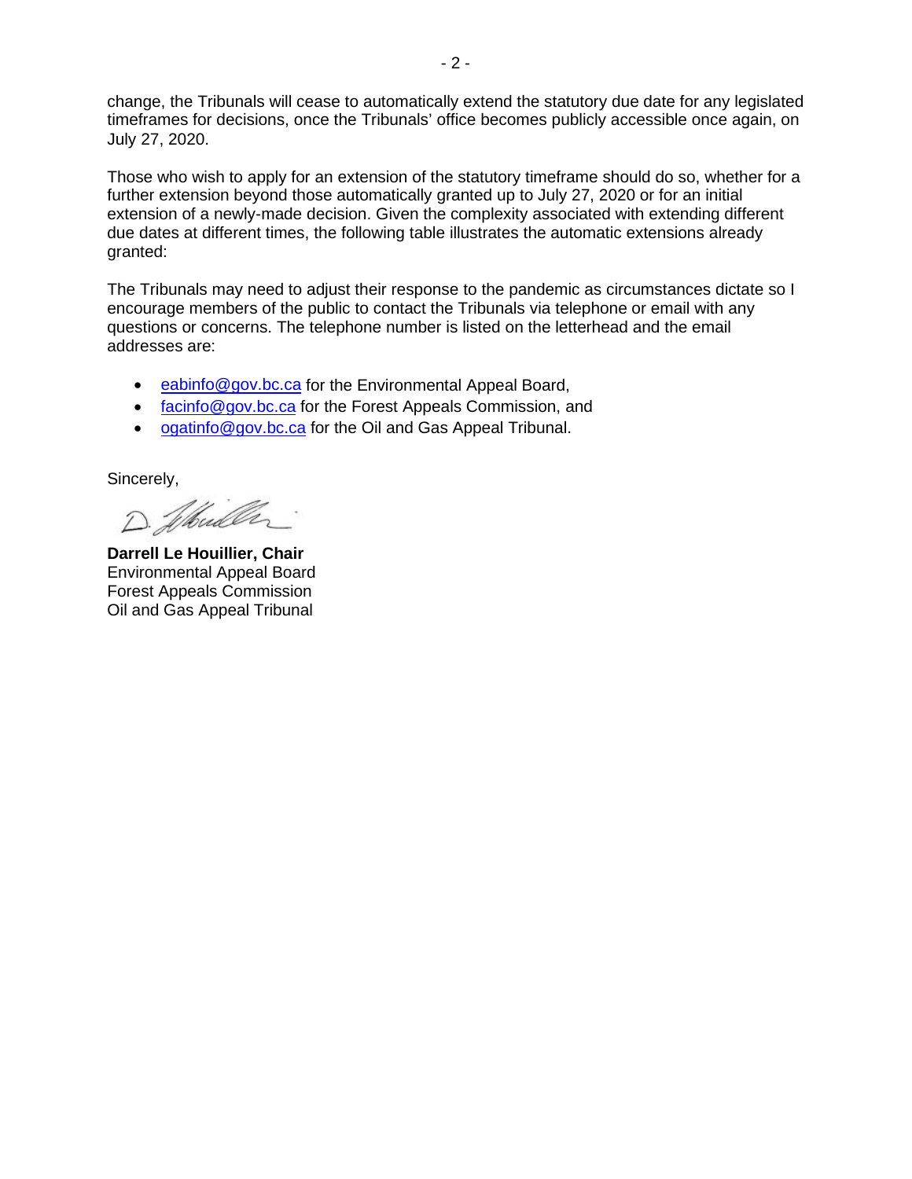change, the Tribunals will cease to automatically extend the statutory due date for any legislated timeframes for decisions, once the Tribunals' office becomes publicly accessible once again, on July 27, 2020.

Those who wish to apply for an extension of the statutory timeframe should do so, whether for a further extension beyond those automatically granted up to July 27, 2020 or for an initial extension of a newly-made decision. Given the complexity associated with extending different due dates at different times, the following table illustrates the automatic extensions already granted:

The Tribunals may need to adjust their response to the pandemic as circumstances dictate so I encourage members of the public to contact the Tribunals via telephone or email with any questions or concerns. The telephone number is listed on the letterhead and the email addresses are:

- eabinfo@gov.bc.ca for the Environmental Appeal Board,
- facinfo@gov.bc.ca for the Forest Appeals Commission, and
- ogatinfo@gov.bc.ca for the Oil and Gas Appeal Tribunal.

Sincerely,

**Darrell Le Houillier, Chair**
Environmental Appeal Board
Forest Appeals Commission
Oil and Gas Appeal Tribunal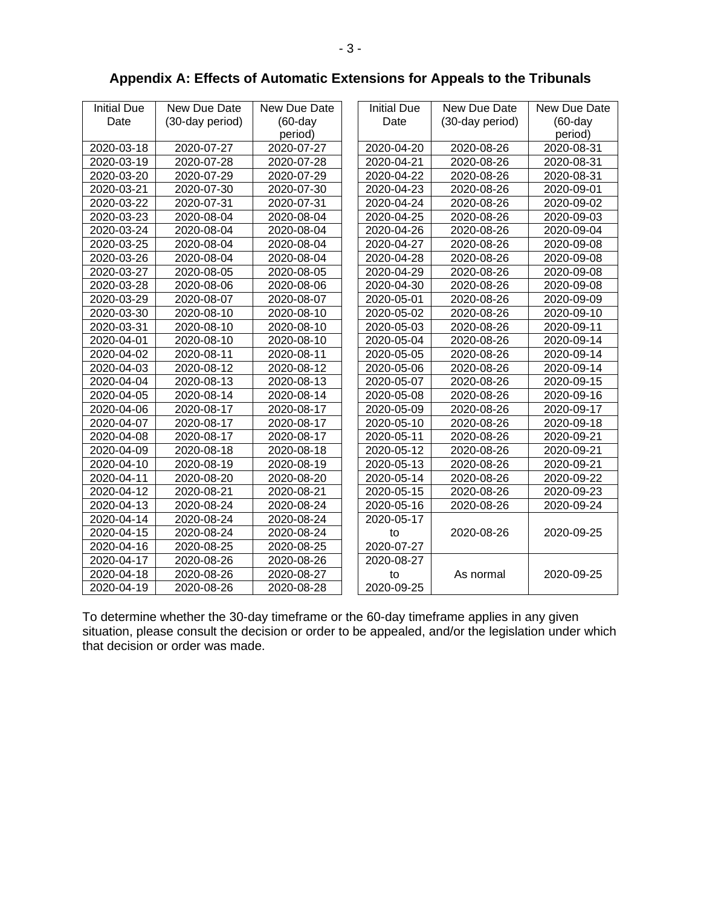## Appendix A: Effects of Automatic Extensions for Appeals to the Tribunals

| Initial Due Date | New Due Date (30-day period) | New Due Date (60-day period) |
|---|---|---|
| 2020-03-18 | 2020-07-27 | 2020-07-27 |
| 2020-03-19 | 2020-07-28 | 2020-07-28 |
| 2020-03-20 | 2020-07-29 | 2020-07-29 |
| 2020-03-21 | 2020-07-30 | 2020-07-30 |
| 2020-03-22 | 2020-07-31 | 2020-07-31 |
| 2020-03-23 | 2020-08-04 | 2020-08-04 |
| 2020-03-24 | 2020-08-04 | 2020-08-04 |
| 2020-03-25 | 2020-08-04 | 2020-08-04 |
| 2020-03-26 | 2020-08-04 | 2020-08-04 |
| 2020-03-27 | 2020-08-05 | 2020-08-05 |
| 2020-03-28 | 2020-08-06 | 2020-08-06 |
| 2020-03-29 | 2020-08-07 | 2020-08-07 |
| 2020-03-30 | 2020-08-10 | 2020-08-10 |
| 2020-03-31 | 2020-08-10 | 2020-08-10 |
| 2020-04-01 | 2020-08-10 | 2020-08-10 |
| 2020-04-02 | 2020-08-11 | 2020-08-11 |
| 2020-04-03 | 2020-08-12 | 2020-08-12 |
| 2020-04-04 | 2020-08-13 | 2020-08-13 |
| 2020-04-05 | 2020-08-14 | 2020-08-14 |
| 2020-04-06 | 2020-08-17 | 2020-08-17 |
| 2020-04-07 | 2020-08-17 | 2020-08-17 |
| 2020-04-08 | 2020-08-17 | 2020-08-17 |
| 2020-04-09 | 2020-08-18 | 2020-08-18 |
| 2020-04-10 | 2020-08-19 | 2020-08-19 |
| 2020-04-11 | 2020-08-20 | 2020-08-20 |
| 2020-04-12 | 2020-08-21 | 2020-08-21 |
| 2020-04-13 | 2020-08-24 | 2020-08-24 |
| 2020-04-14 | 2020-08-24 | 2020-08-24 |
| 2020-04-15 | 2020-08-24 | 2020-08-24 |
| 2020-04-16 | 2020-08-25 | 2020-08-25 |
| 2020-04-17 | 2020-08-26 | 2020-08-26 |
| 2020-04-18 | 2020-08-26 | 2020-08-27 |
| 2020-04-19 | 2020-08-26 | 2020-08-28 |
| 2020-04-20 | 2020-08-26 | 2020-08-31 |
| 2020-04-21 | 2020-08-26 | 2020-08-31 |
| 2020-04-22 | 2020-08-26 | 2020-08-31 |
| 2020-04-23 | 2020-08-26 | 2020-09-01 |
| 2020-04-24 | 2020-08-26 | 2020-09-02 |
| 2020-04-25 | 2020-08-26 | 2020-09-03 |
| 2020-04-26 | 2020-08-26 | 2020-09-04 |
| 2020-04-27 | 2020-08-26 | 2020-09-08 |
| 2020-04-28 | 2020-08-26 | 2020-09-08 |
| 2020-04-29 | 2020-08-26 | 2020-09-08 |
| 2020-04-30 | 2020-08-26 | 2020-09-08 |
| 2020-05-01 | 2020-08-26 | 2020-09-09 |
| 2020-05-02 | 2020-08-26 | 2020-09-10 |
| 2020-05-03 | 2020-08-26 | 2020-09-11 |
| 2020-05-04 | 2020-08-26 | 2020-09-14 |
| 2020-05-05 | 2020-08-26 | 2020-09-14 |
| 2020-05-06 | 2020-08-26 | 2020-09-14 |
| 2020-05-07 | 2020-08-26 | 2020-09-15 |
| 2020-05-08 | 2020-08-26 | 2020-09-16 |
| 2020-05-09 | 2020-08-26 | 2020-09-17 |
| 2020-05-10 | 2020-08-26 | 2020-09-18 |
| 2020-05-11 | 2020-08-26 | 2020-09-21 |
| 2020-05-12 | 2020-08-26 | 2020-09-21 |
| 2020-05-13 | 2020-08-26 | 2020-09-21 |
| 2020-05-14 | 2020-08-26 | 2020-09-22 |
| 2020-05-15 | 2020-08-26 | 2020-09-23 |
| 2020-05-16 | 2020-08-26 | 2020-09-24 |
| 2020-05-17 to 2020-07-27 | 2020-08-26 | 2020-09-25 |
| 2020-08-27 to 2020-09-25 | As normal | 2020-09-25 |

To determine whether the 30-day timeframe or the 60-day timeframe applies in any given situation, please consult the decision or order to be appealed, and/or the legislation under which that decision or order was made.